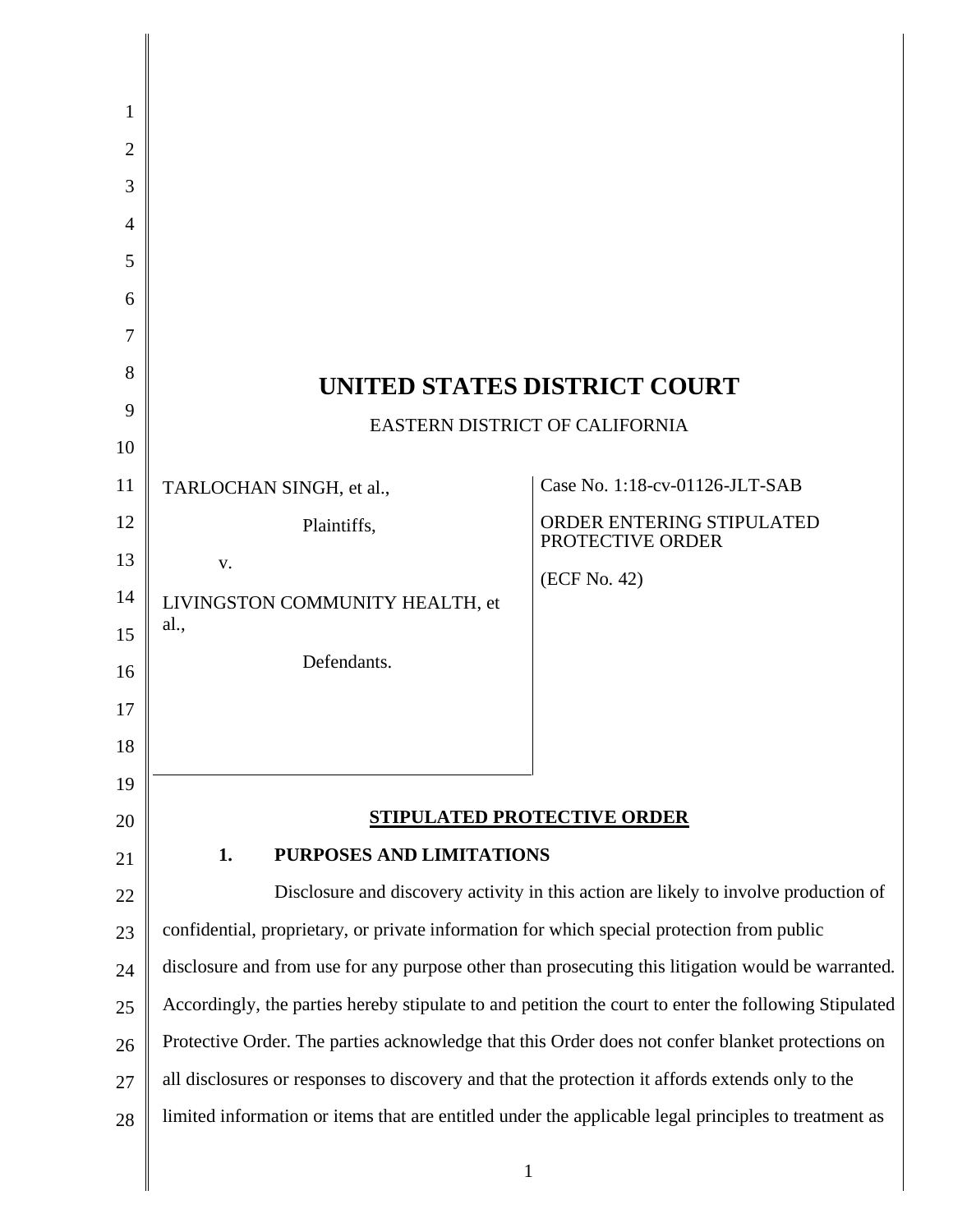# UNITED STATES DISTRICT COURT

EASTERN DISTRICT OF CALIFORNIA

TARLOCHAN SINGH, et al.,

Plaintiffs,

v.

LIVINGSTON COMMUNITY HEALTH, et al.,

Defendants.

Case No. 1:18-cv-01126-JLT-SAB

ORDER ENTERING STIPULATED PROTECTIVE ORDER

(ECF No. 42)

## STIPULATED PROTECTIVE ORDER

### 1. PURPOSES AND LIMITATIONS

Disclosure and discovery activity in this action are likely to involve production of confidential, proprietary, or private information for which special protection from public disclosure and from use for any purpose other than prosecuting this litigation would be warranted. Accordingly, the parties hereby stipulate to and petition the court to enter the following Stipulated Protective Order. The parties acknowledge that this Order does not confer blanket protections on all disclosures or responses to discovery and that the protection it affords extends only to the limited information or items that are entitled under the applicable legal principles to treatment as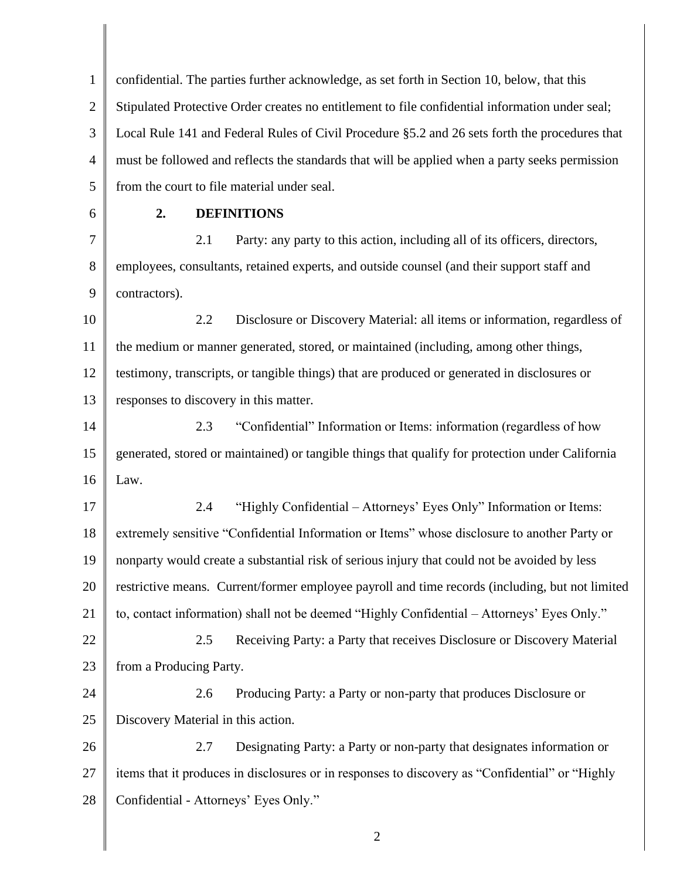confidential. The parties further acknowledge, as set forth in Section 10, below, that this Stipulated Protective Order creates no entitlement to file confidential information under seal; Local Rule 141 and Federal Rules of Civil Procedure §5.2 and 26 sets forth the procedures that must be followed and reflects the standards that will be applied when a party seeks permission from the court to file material under seal.

## 2. DEFINITIONS

2.1 Party: any party to this action, including all of its officers, directors, employees, consultants, retained experts, and outside counsel (and their support staff and contractors).

2.2 Disclosure or Discovery Material: all items or information, regardless of the medium or manner generated, stored, or maintained (including, among other things, testimony, transcripts, or tangible things) that are produced or generated in disclosures or responses to discovery in this matter.

2.3 "Confidential" Information or Items: information (regardless of how generated, stored or maintained) or tangible things that qualify for protection under California Law.

2.4 "Highly Confidential – Attorneys' Eyes Only" Information or Items: extremely sensitive "Confidential Information or Items" whose disclosure to another Party or nonparty would create a substantial risk of serious injury that could not be avoided by less restrictive means. Current/former employee payroll and time records (including, but not limited to, contact information) shall not be deemed "Highly Confidential – Attorneys' Eyes Only."

2.5 Receiving Party: a Party that receives Disclosure or Discovery Material from a Producing Party.

2.6 Producing Party: a Party or non-party that produces Disclosure or Discovery Material in this action.

2.7 Designating Party: a Party or non-party that designates information or items that it produces in disclosures or in responses to discovery as "Confidential" or "Highly Confidential - Attorneys' Eyes Only."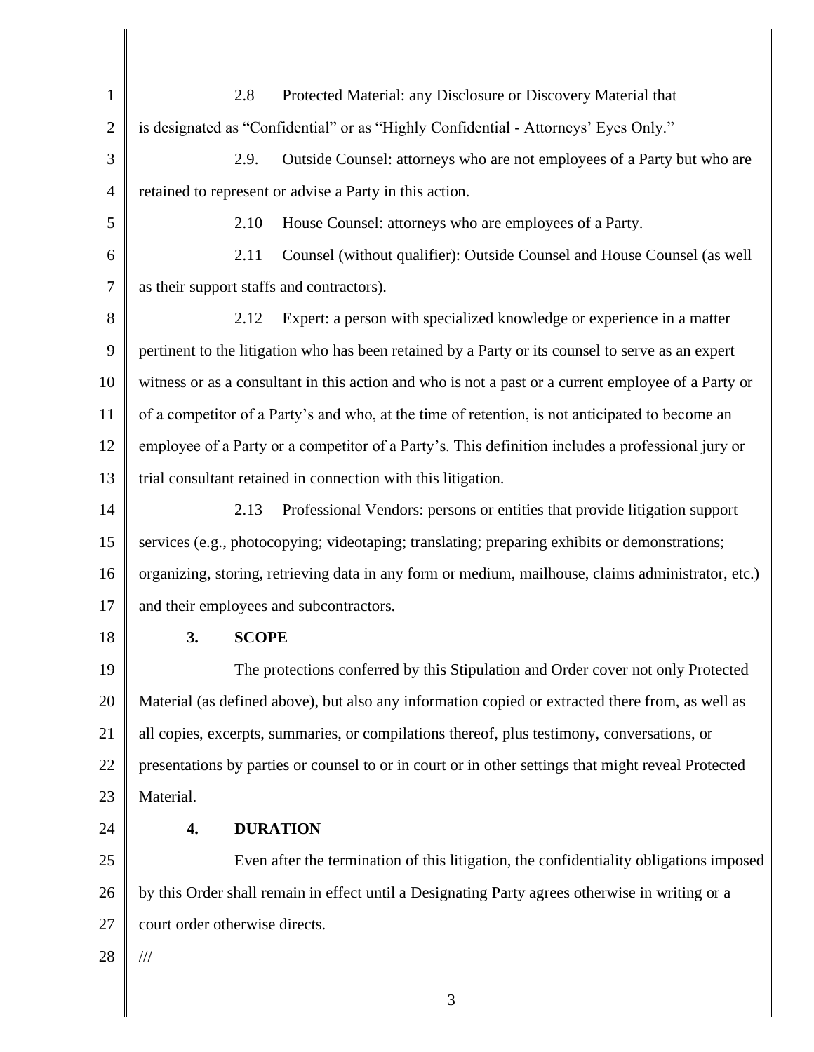2.8 Protected Material: any Disclosure or Discovery Material that is designated as "Confidential" or as "Highly Confidential - Attorneys' Eyes Only."

2.9. Outside Counsel: attorneys who are not employees of a Party but who are retained to represent or advise a Party in this action.

2.10 House Counsel: attorneys who are employees of a Party.

2.11 Counsel (without qualifier): Outside Counsel and House Counsel (as well as their support staffs and contractors).

2.12 Expert: a person with specialized knowledge or experience in a matter pertinent to the litigation who has been retained by a Party or its counsel to serve as an expert witness or as a consultant in this action and who is not a past or a current employee of a Party or of a competitor of a Party's and who, at the time of retention, is not anticipated to become an employee of a Party or a competitor of a Party's. This definition includes a professional jury or trial consultant retained in connection with this litigation.

2.13 Professional Vendors: persons or entities that provide litigation support services (e.g., photocopying; videotaping; translating; preparing exhibits or demonstrations; organizing, storing, retrieving data in any form or medium, mailhouse, claims administrator, etc.) and their employees and subcontractors.

**3. SCOPE**

The protections conferred by this Stipulation and Order cover not only Protected Material (as defined above), but also any information copied or extracted there from, as well as all copies, excerpts, summaries, or compilations thereof, plus testimony, conversations, or presentations by parties or counsel to or in court or in other settings that might reveal Protected Material.

**4. DURATION**

Even after the termination of this litigation, the confidentiality obligations imposed by this Order shall remain in effect until a Designating Party agrees otherwise in writing or a court order otherwise directs.

///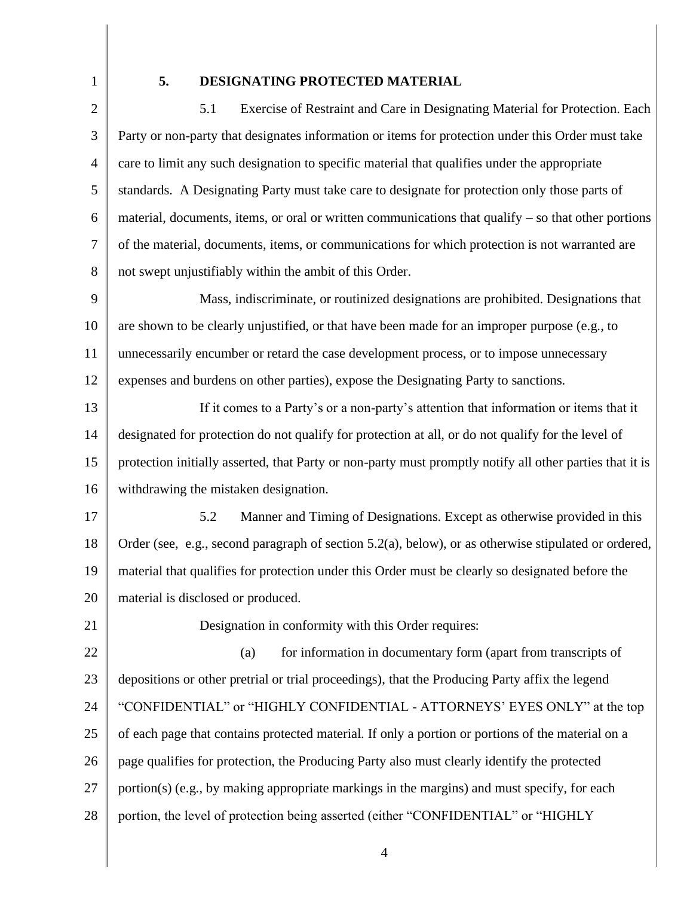## 5. DESIGNATING PROTECTED MATERIAL

5.1 Exercise of Restraint and Care in Designating Material for Protection. Each Party or non-party that designates information or items for protection under this Order must take care to limit any such designation to specific material that qualifies under the appropriate standards. A Designating Party must take care to designate for protection only those parts of material, documents, items, or oral or written communications that qualify – so that other portions of the material, documents, items, or communications for which protection is not warranted are not swept unjustifiably within the ambit of this Order.

Mass, indiscriminate, or routinized designations are prohibited. Designations that are shown to be clearly unjustified, or that have been made for an improper purpose (e.g., to unnecessarily encumber or retard the case development process, or to impose unnecessary expenses and burdens on other parties), expose the Designating Party to sanctions.

If it comes to a Party's or a non-party's attention that information or items that it designated for protection do not qualify for protection at all, or do not qualify for the level of protection initially asserted, that Party or non-party must promptly notify all other parties that it is withdrawing the mistaken designation.

5.2 Manner and Timing of Designations. Except as otherwise provided in this Order (see, e.g., second paragraph of section 5.2(a), below), or as otherwise stipulated or ordered, material that qualifies for protection under this Order must be clearly so designated before the material is disclosed or produced.

Designation in conformity with this Order requires:

(a) for information in documentary form (apart from transcripts of depositions or other pretrial or trial proceedings), that the Producing Party affix the legend "CONFIDENTIAL" or "HIGHLY CONFIDENTIAL - ATTORNEYS' EYES ONLY" at the top of each page that contains protected material. If only a portion or portions of the material on a page qualifies for protection, the Producing Party also must clearly identify the protected portion(s) (e.g., by making appropriate markings in the margins) and must specify, for each portion, the level of protection being asserted (either "CONFIDENTIAL" or "HIGHLY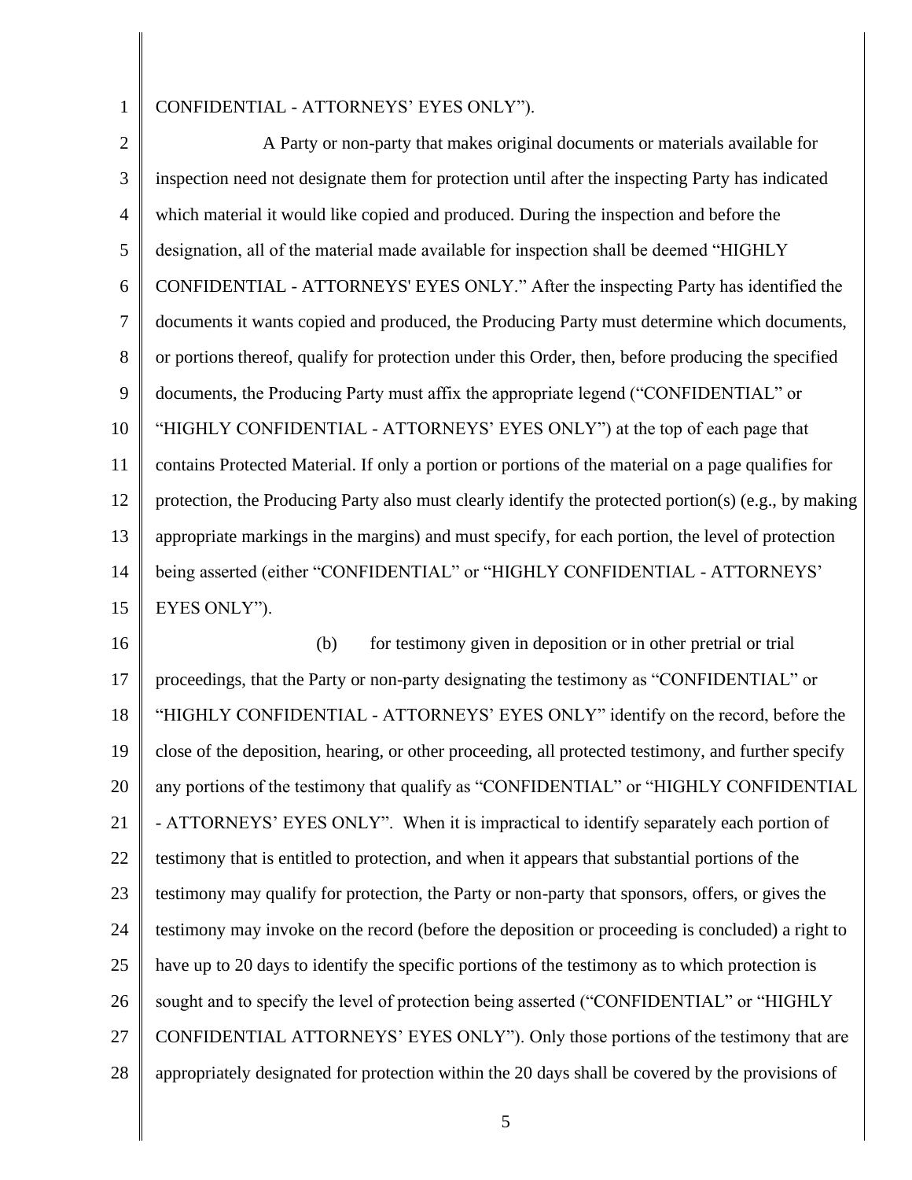CONFIDENTIAL - ATTORNEYS' EYES ONLY").

A Party or non-party that makes original documents or materials available for inspection need not designate them for protection until after the inspecting Party has indicated which material it would like copied and produced. During the inspection and before the designation, all of the material made available for inspection shall be deemed "HIGHLY CONFIDENTIAL - ATTORNEYS' EYES ONLY." After the inspecting Party has identified the documents it wants copied and produced, the Producing Party must determine which documents, or portions thereof, qualify for protection under this Order, then, before producing the specified documents, the Producing Party must affix the appropriate legend ("CONFIDENTIAL" or "HIGHLY CONFIDENTIAL - ATTORNEYS' EYES ONLY") at the top of each page that contains Protected Material. If only a portion or portions of the material on a page qualifies for protection, the Producing Party also must clearly identify the protected portion(s) (e.g., by making appropriate markings in the margins) and must specify, for each portion, the level of protection being asserted (either "CONFIDENTIAL" or "HIGHLY CONFIDENTIAL - ATTORNEYS' EYES ONLY").

(b) for testimony given in deposition or in other pretrial or trial proceedings, that the Party or non-party designating the testimony as "CONFIDENTIAL" or "HIGHLY CONFIDENTIAL - ATTORNEYS' EYES ONLY" identify on the record, before the close of the deposition, hearing, or other proceeding, all protected testimony, and further specify any portions of the testimony that qualify as "CONFIDENTIAL" or "HIGHLY CONFIDENTIAL - ATTORNEYS' EYES ONLY". When it is impractical to identify separately each portion of testimony that is entitled to protection, and when it appears that substantial portions of the testimony may qualify for protection, the Party or non-party that sponsors, offers, or gives the testimony may invoke on the record (before the deposition or proceeding is concluded) a right to have up to 20 days to identify the specific portions of the testimony as to which protection is sought and to specify the level of protection being asserted ("CONFIDENTIAL" or "HIGHLY CONFIDENTIAL ATTORNEYS' EYES ONLY"). Only those portions of the testimony that are appropriately designated for protection within the 20 days shall be covered by the provisions of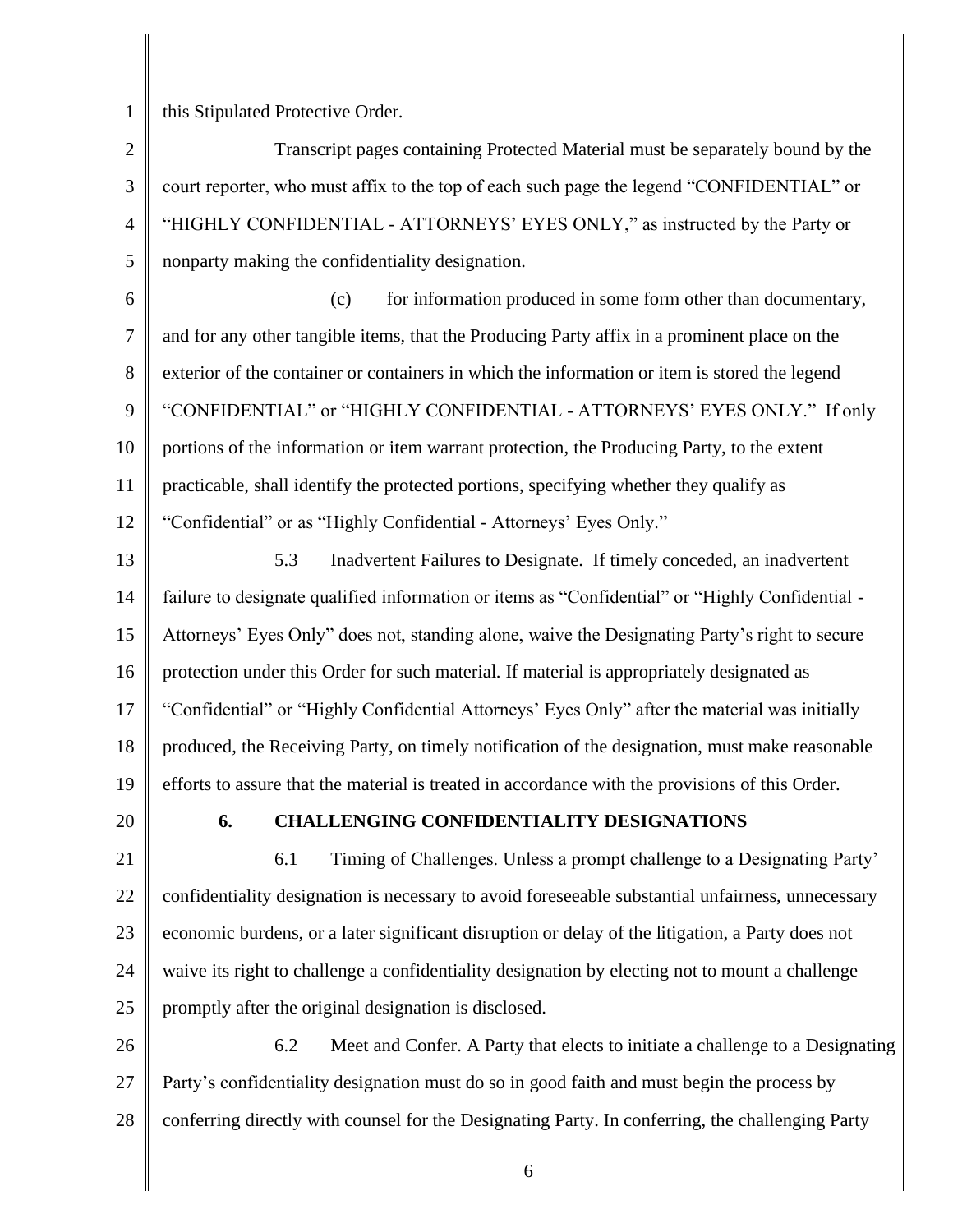this Stipulated Protective Order.

Transcript pages containing Protected Material must be separately bound by the court reporter, who must affix to the top of each such page the legend "CONFIDENTIAL" or "HIGHLY CONFIDENTIAL - ATTORNEYS' EYES ONLY," as instructed by the Party or nonparty making the confidentiality designation.

(c) for information produced in some form other than documentary, and for any other tangible items, that the Producing Party affix in a prominent place on the exterior of the container or containers in which the information or item is stored the legend "CONFIDENTIAL" or "HIGHLY CONFIDENTIAL - ATTORNEYS' EYES ONLY." If only portions of the information or item warrant protection, the Producing Party, to the extent practicable, shall identify the protected portions, specifying whether they qualify as "Confidential" or as "Highly Confidential - Attorneys' Eyes Only."

5.3 Inadvertent Failures to Designate. If timely conceded, an inadvertent failure to designate qualified information or items as "Confidential" or "Highly Confidential - Attorneys' Eyes Only" does not, standing alone, waive the Designating Party's right to secure protection under this Order for such material. If material is appropriately designated as "Confidential" or "Highly Confidential Attorneys' Eyes Only" after the material was initially produced, the Receiving Party, on timely notification of the designation, must make reasonable efforts to assure that the material is treated in accordance with the provisions of this Order.

**6. CHALLENGING CONFIDENTIALITY DESIGNATIONS**

6.1 Timing of Challenges. Unless a prompt challenge to a Designating Party' confidentiality designation is necessary to avoid foreseeable substantial unfairness, unnecessary economic burdens, or a later significant disruption or delay of the litigation, a Party does not waive its right to challenge a confidentiality designation by electing not to mount a challenge promptly after the original designation is disclosed.

6.2 Meet and Confer. A Party that elects to initiate a challenge to a Designating Party's confidentiality designation must do so in good faith and must begin the process by conferring directly with counsel for the Designating Party. In conferring, the challenging Party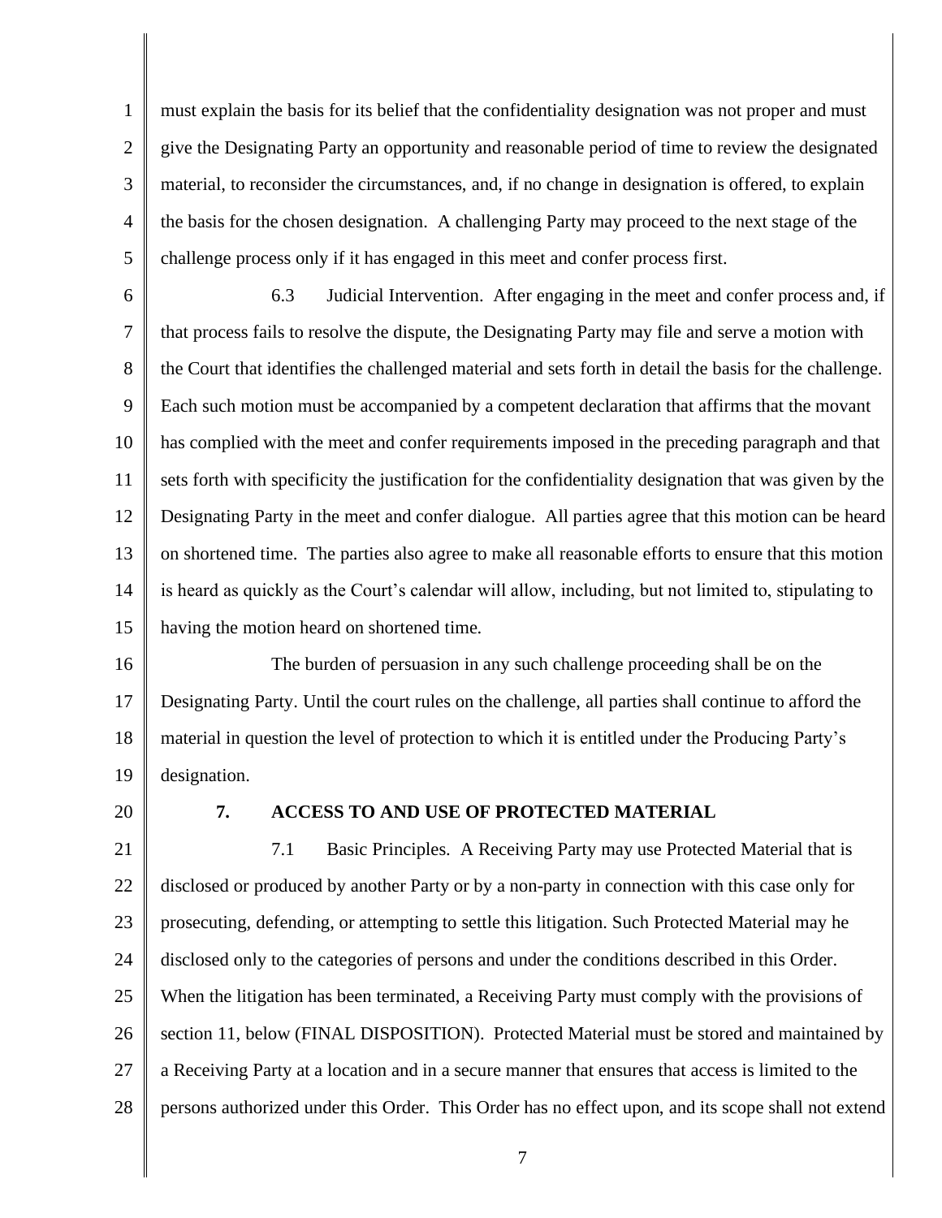must explain the basis for its belief that the confidentiality designation was not proper and must give the Designating Party an opportunity and reasonable period of time to review the designated material, to reconsider the circumstances, and, if no change in designation is offered, to explain the basis for the chosen designation. A challenging Party may proceed to the next stage of the challenge process only if it has engaged in this meet and confer process first.

6.3 Judicial Intervention. After engaging in the meet and confer process and, if that process fails to resolve the dispute, the Designating Party may file and serve a motion with the Court that identifies the challenged material and sets forth in detail the basis for the challenge. Each such motion must be accompanied by a competent declaration that affirms that the movant has complied with the meet and confer requirements imposed in the preceding paragraph and that sets forth with specificity the justification for the confidentiality designation that was given by the Designating Party in the meet and confer dialogue. All parties agree that this motion can be heard on shortened time. The parties also agree to make all reasonable efforts to ensure that this motion is heard as quickly as the Court's calendar will allow, including, but not limited to, stipulating to having the motion heard on shortened time.

The burden of persuasion in any such challenge proceeding shall be on the Designating Party. Until the court rules on the challenge, all parties shall continue to afford the material in question the level of protection to which it is entitled under the Producing Party's designation.

## 7. ACCESS TO AND USE OF PROTECTED MATERIAL

7.1 Basic Principles. A Receiving Party may use Protected Material that is disclosed or produced by another Party or by a non-party in connection with this case only for prosecuting, defending, or attempting to settle this litigation. Such Protected Material may he disclosed only to the categories of persons and under the conditions described in this Order. When the litigation has been terminated, a Receiving Party must comply with the provisions of section 11, below (FINAL DISPOSITION). Protected Material must be stored and maintained by a Receiving Party at a location and in a secure manner that ensures that access is limited to the persons authorized under this Order. This Order has no effect upon, and its scope shall not extend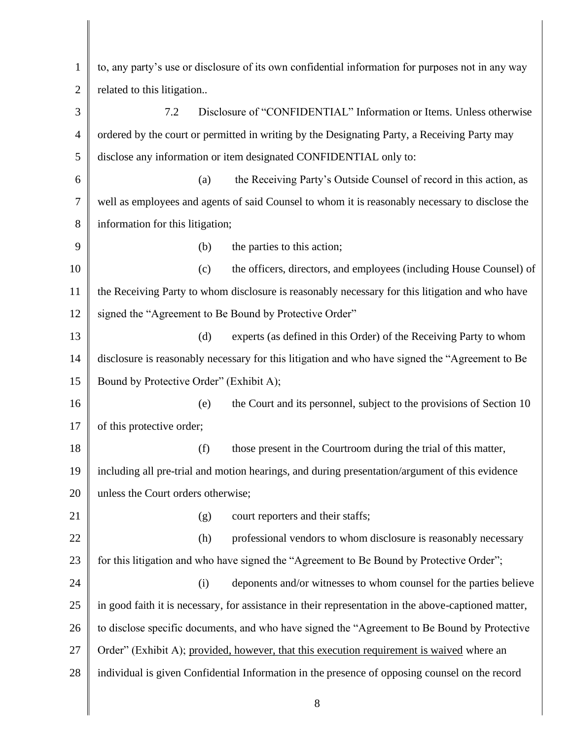to, any party's use or disclosure of its own confidential information for purposes not in any way related to this litigation..

7.2 Disclosure of "CONFIDENTIAL" Information or Items. Unless otherwise ordered by the court or permitted in writing by the Designating Party, a Receiving Party may disclose any information or item designated CONFIDENTIAL only to:

(a) the Receiving Party's Outside Counsel of record in this action, as well as employees and agents of said Counsel to whom it is reasonably necessary to disclose the information for this litigation;

(b) the parties to this action;

(c) the officers, directors, and employees (including House Counsel) of the Receiving Party to whom disclosure is reasonably necessary for this litigation and who have signed the "Agreement to Be Bound by Protective Order"

(d) experts (as defined in this Order) of the Receiving Party to whom disclosure is reasonably necessary for this litigation and who have signed the "Agreement to Be Bound by Protective Order" (Exhibit A);

(e) the Court and its personnel, subject to the provisions of Section 10 of this protective order;

(f) those present in the Courtroom during the trial of this matter, including all pre-trial and motion hearings, and during presentation/argument of this evidence unless the Court orders otherwise;

(g) court reporters and their staffs;

(h) professional vendors to whom disclosure is reasonably necessary for this litigation and who have signed the "Agreement to Be Bound by Protective Order";

(i) deponents and/or witnesses to whom counsel for the parties believe in good faith it is necessary, for assistance in their representation in the above-captioned matter, to disclose specific documents, and who have signed the "Agreement to Be Bound by Protective Order" (Exhibit A); <u>provided, however, that this execution requirement is waived</u> where an individual is given Confidential Information in the presence of opposing counsel on the record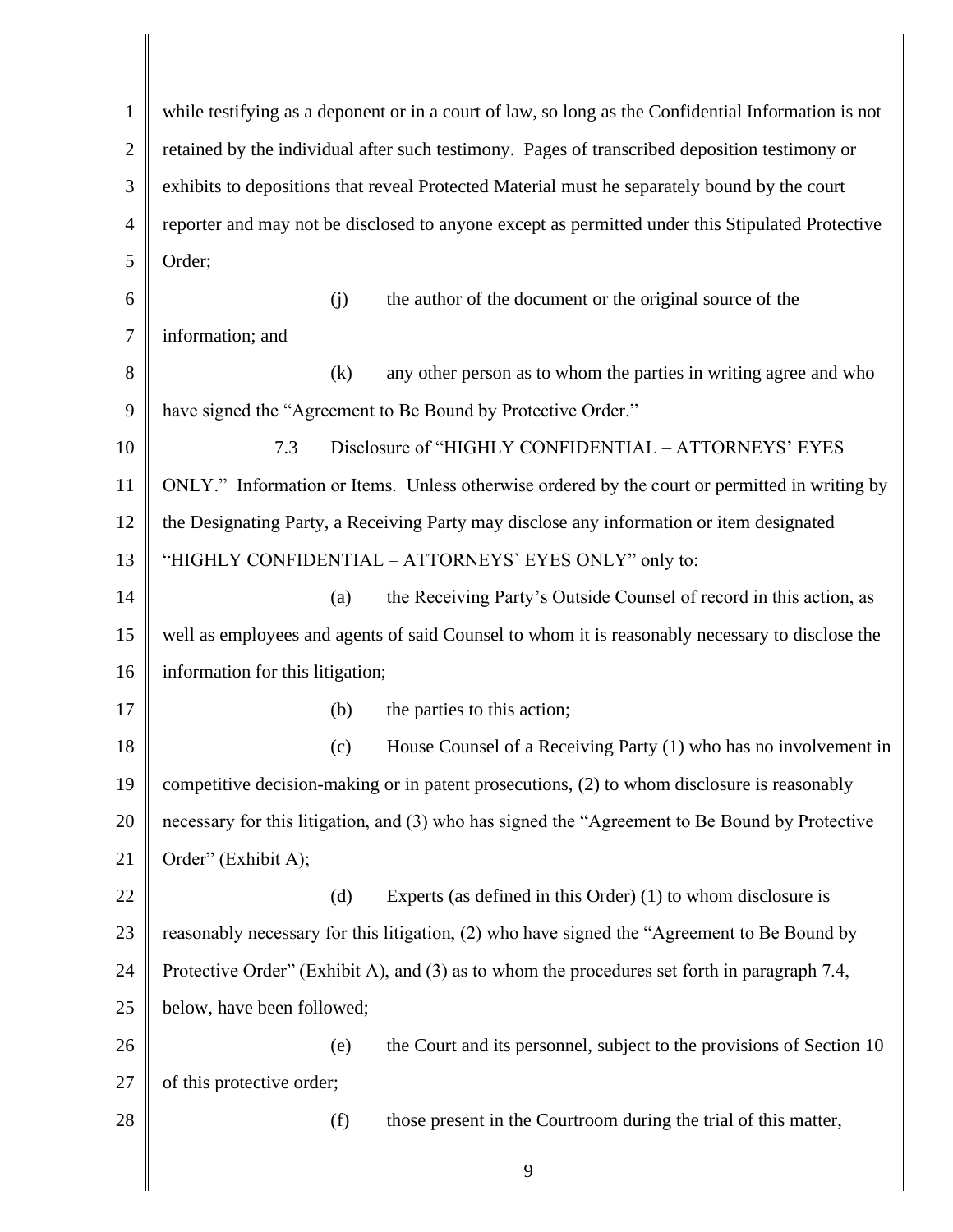while testifying as a deponent or in a court of law, so long as the Confidential Information is not retained by the individual after such testimony. Pages of transcribed deposition testimony or exhibits to depositions that reveal Protected Material must he separately bound by the court reporter and may not be disclosed to anyone except as permitted under this Stipulated Protective Order;

(j) the author of the document or the original source of the information; and

(k) any other person as to whom the parties in writing agree and who have signed the "Agreement to Be Bound by Protective Order."

7.3 Disclosure of "HIGHLY CONFIDENTIAL – ATTORNEYS' EYES ONLY." Information or Items. Unless otherwise ordered by the court or permitted in writing by the Designating Party, a Receiving Party may disclose any information or item designated "HIGHLY CONFIDENTIAL – ATTORNEYS` EYES ONLY" only to:

(a) the Receiving Party's Outside Counsel of record in this action, as well as employees and agents of said Counsel to whom it is reasonably necessary to disclose the information for this litigation;

(b) the parties to this action;

(c) House Counsel of a Receiving Party (1) who has no involvement in competitive decision-making or in patent prosecutions, (2) to whom disclosure is reasonably necessary for this litigation, and (3) who has signed the "Agreement to Be Bound by Protective Order" (Exhibit A);

(d) Experts (as defined in this Order) (1) to whom disclosure is reasonably necessary for this litigation, (2) who have signed the "Agreement to Be Bound by Protective Order" (Exhibit A), and (3) as to whom the procedures set forth in paragraph 7.4, below, have been followed;

(e) the Court and its personnel, subject to the provisions of Section 10 of this protective order;

(f) those present in the Courtroom during the trial of this matter,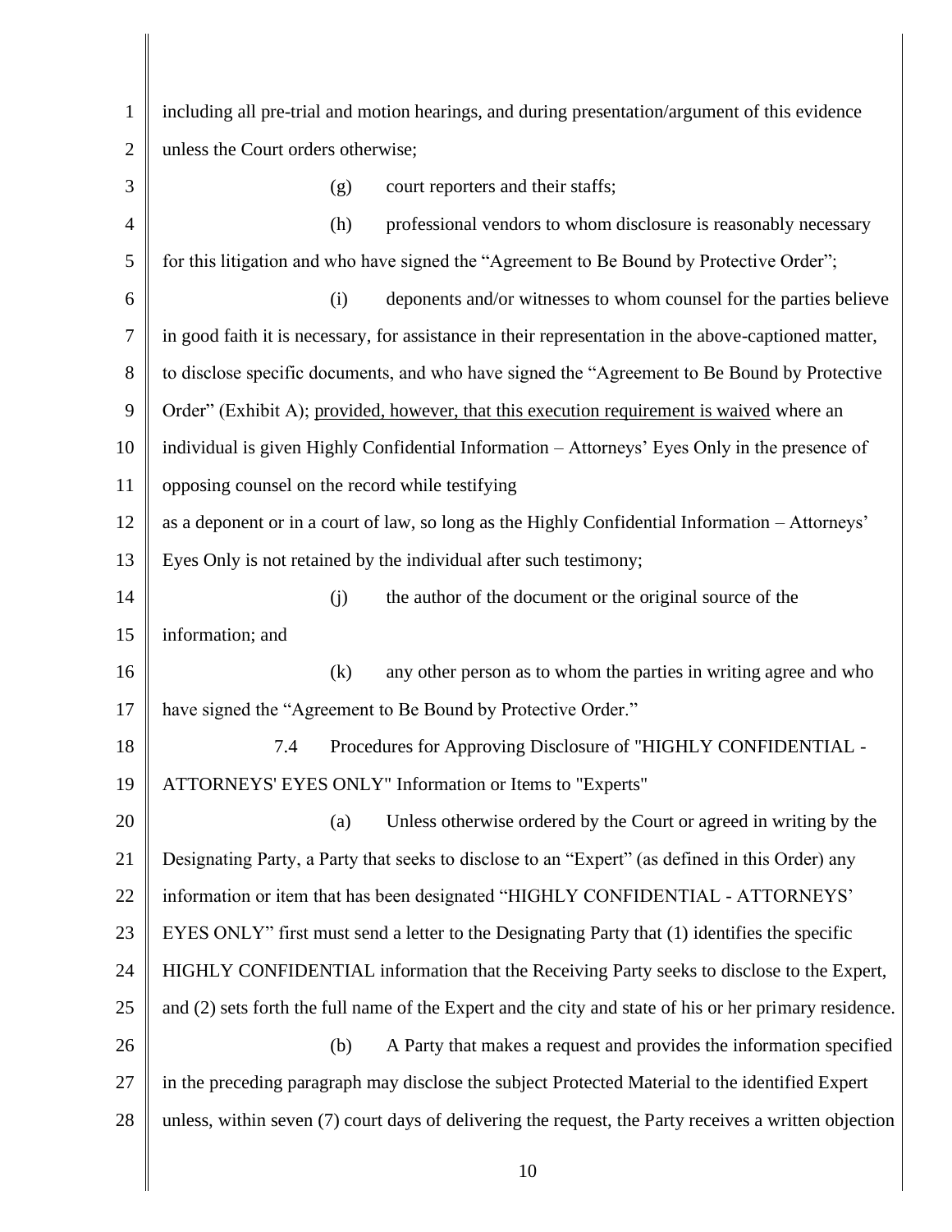including all pre-trial and motion hearings, and during presentation/argument of this evidence unless the Court orders otherwise;

(g) court reporters and their staffs;

(h) professional vendors to whom disclosure is reasonably necessary for this litigation and who have signed the "Agreement to Be Bound by Protective Order";

(i) deponents and/or witnesses to whom counsel for the parties believe in good faith it is necessary, for assistance in their representation in the above-captioned matter, to disclose specific documents, and who have signed the "Agreement to Be Bound by Protective Order" (Exhibit A); provided, however, that this execution requirement is waived where an individual is given Highly Confidential Information – Attorneys' Eyes Only in the presence of opposing counsel on the record while testifying as a deponent or in a court of law, so long as the Highly Confidential Information – Attorneys' Eyes Only is not retained by the individual after such testimony;

(j) the author of the document or the original source of the information; and

(k) any other person as to whom the parties in writing agree and who have signed the "Agreement to Be Bound by Protective Order."

7.4 Procedures for Approving Disclosure of "HIGHLY CONFIDENTIAL - ATTORNEYS' EYES ONLY" Information or Items to "Experts"

(a) Unless otherwise ordered by the Court or agreed in writing by the Designating Party, a Party that seeks to disclose to an "Expert" (as defined in this Order) any information or item that has been designated "HIGHLY CONFIDENTIAL - ATTORNEYS' EYES ONLY" first must send a letter to the Designating Party that (1) identifies the specific HIGHLY CONFIDENTIAL information that the Receiving Party seeks to disclose to the Expert, and (2) sets forth the full name of the Expert and the city and state of his or her primary residence.

(b) A Party that makes a request and provides the information specified in the preceding paragraph may disclose the subject Protected Material to the identified Expert unless, within seven (7) court days of delivering the request, the Party receives a written objection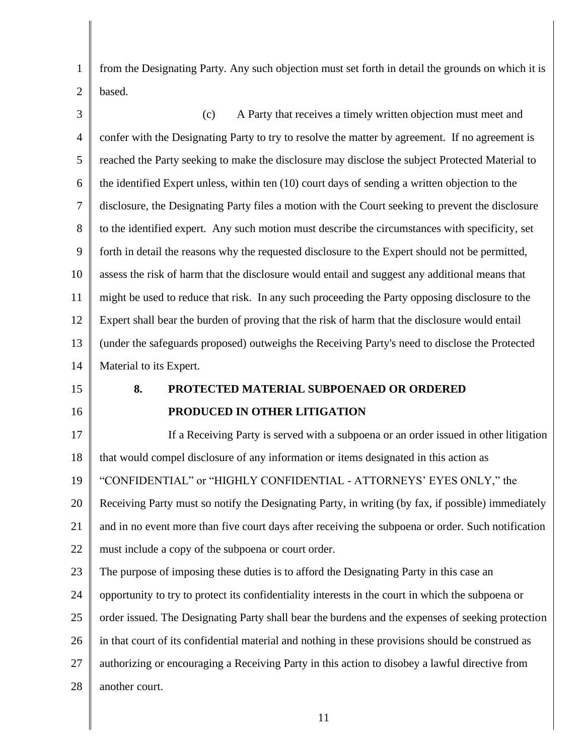from the Designating Party. Any such objection must set forth in detail the grounds on which it is based.

(c) A Party that receives a timely written objection must meet and confer with the Designating Party to try to resolve the matter by agreement. If no agreement is reached the Party seeking to make the disclosure may disclose the subject Protected Material to the identified Expert unless, within ten (10) court days of sending a written objection to the disclosure, the Designating Party files a motion with the Court seeking to prevent the disclosure to the identified expert. Any such motion must describe the circumstances with specificity, set forth in detail the reasons why the requested disclosure to the Expert should not be permitted, assess the risk of harm that the disclosure would entail and suggest any additional means that might be used to reduce that risk. In any such proceeding the Party opposing disclosure to the Expert shall bear the burden of proving that the risk of harm that the disclosure would entail (under the safeguards proposed) outweighs the Receiving Party's need to disclose the Protected Material to its Expert.

## 8. PROTECTED MATERIAL SUBPOENAED OR ORDERED PRODUCED IN OTHER LITIGATION

If a Receiving Party is served with a subpoena or an order issued in other litigation that would compel disclosure of any information or items designated in this action as "CONFIDENTIAL" or "HIGHLY CONFIDENTIAL - ATTORNEYS' EYES ONLY," the Receiving Party must so notify the Designating Party, in writing (by fax, if possible) immediately and in no event more than five court days after receiving the subpoena or order. Such notification must include a copy of the subpoena or court order.

The purpose of imposing these duties is to afford the Designating Party in this case an opportunity to try to protect its confidentiality interests in the court in which the subpoena or order issued. The Designating Party shall bear the burdens and the expenses of seeking protection in that court of its confidential material and nothing in these provisions should be construed as authorizing or encouraging a Receiving Party in this action to disobey a lawful directive from another court.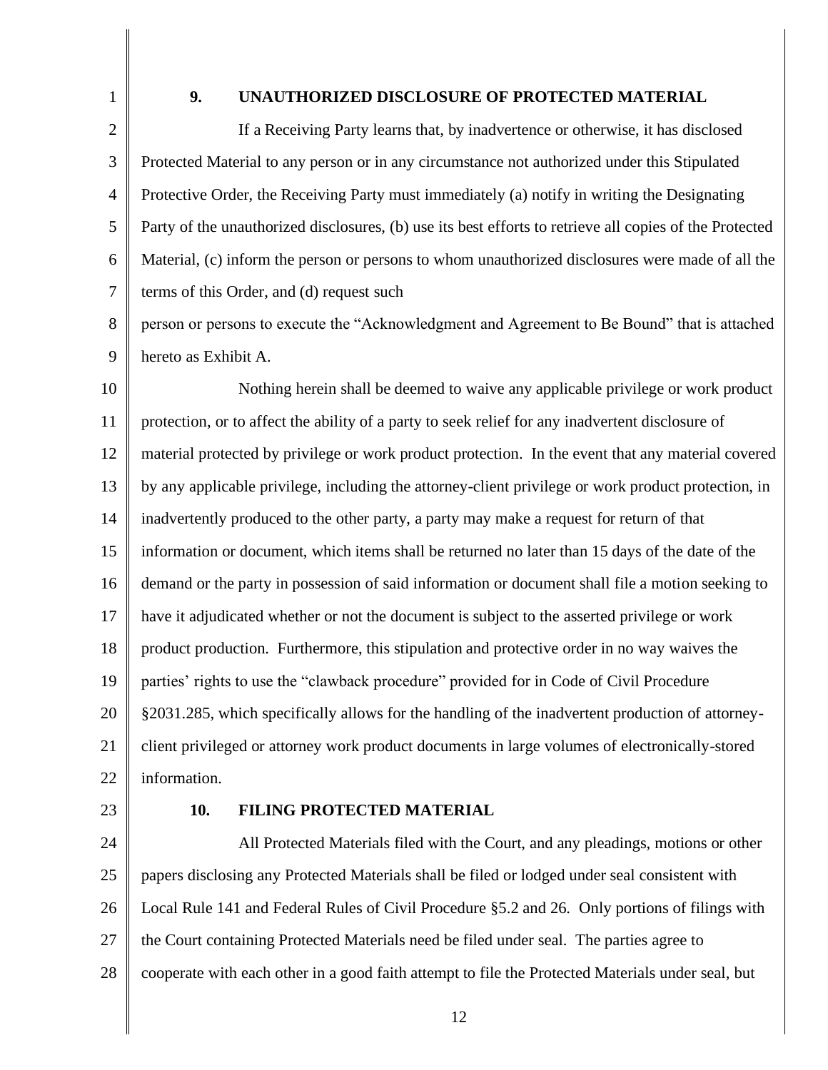### 9. UNAUTHORIZED DISCLOSURE OF PROTECTED MATERIAL

If a Receiving Party learns that, by inadvertence or otherwise, it has disclosed Protected Material to any person or in any circumstance not authorized under this Stipulated Protective Order, the Receiving Party must immediately (a) notify in writing the Designating Party of the unauthorized disclosures, (b) use its best efforts to retrieve all copies of the Protected Material, (c) inform the person or persons to whom unauthorized disclosures were made of all the terms of this Order, and (d) request such person or persons to execute the "Acknowledgment and Agreement to Be Bound" that is attached hereto as Exhibit A.

Nothing herein shall be deemed to waive any applicable privilege or work product protection, or to affect the ability of a party to seek relief for any inadvertent disclosure of material protected by privilege or work product protection. In the event that any material covered by any applicable privilege, including the attorney-client privilege or work product protection, in inadvertently produced to the other party, a party may make a request for return of that information or document, which items shall be returned no later than 15 days of the date of the demand or the party in possession of said information or document shall file a motion seeking to have it adjudicated whether or not the document is subject to the asserted privilege or work product production. Furthermore, this stipulation and protective order in no way waives the parties' rights to use the "clawback procedure" provided for in Code of Civil Procedure §2031.285, which specifically allows for the handling of the inadvertent production of attorney-client privileged or attorney work product documents in large volumes of electronically-stored information.

### 10. FILING PROTECTED MATERIAL

All Protected Materials filed with the Court, and any pleadings, motions or other papers disclosing any Protected Materials shall be filed or lodged under seal consistent with Local Rule 141 and Federal Rules of Civil Procedure §5.2 and 26. Only portions of filings with the Court containing Protected Materials need be filed under seal. The parties agree to cooperate with each other in a good faith attempt to file the Protected Materials under seal, but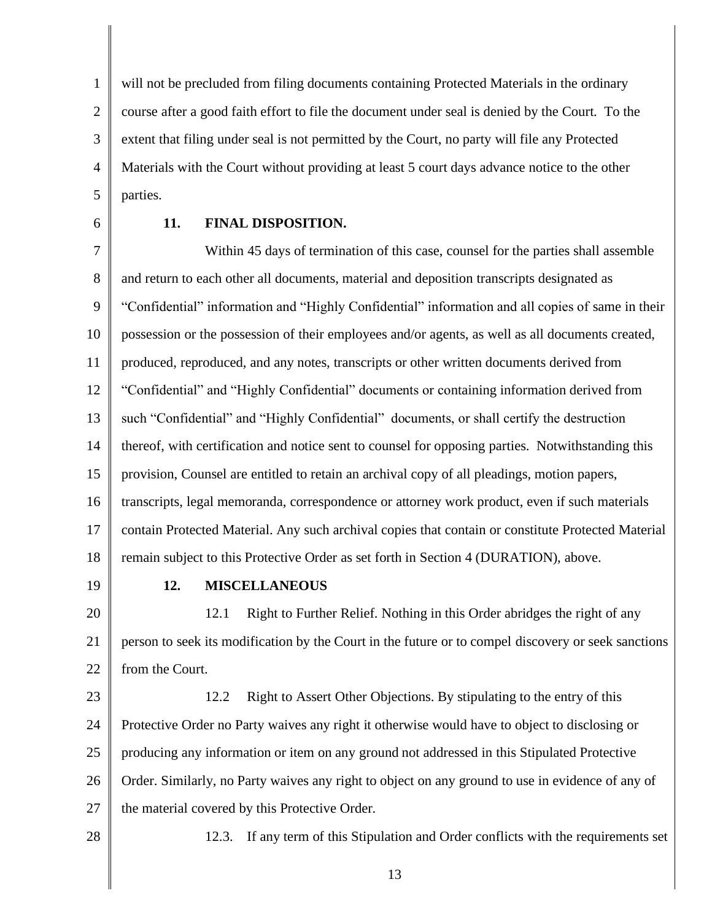will not be precluded from filing documents containing Protected Materials in the ordinary course after a good faith effort to file the document under seal is denied by the Court. To the extent that filing under seal is not permitted by the Court, no party will file any Protected Materials with the Court without providing at least 5 court days advance notice to the other parties.

**11. FINAL DISPOSITION.**

Within 45 days of termination of this case, counsel for the parties shall assemble and return to each other all documents, material and deposition transcripts designated as "Confidential" information and "Highly Confidential" information and all copies of same in their possession or the possession of their employees and/or agents, as well as all documents created, produced, reproduced, and any notes, transcripts or other written documents derived from "Confidential" and "Highly Confidential" documents or containing information derived from such "Confidential" and "Highly Confidential" documents, or shall certify the destruction thereof, with certification and notice sent to counsel for opposing parties. Notwithstanding this provision, Counsel are entitled to retain an archival copy of all pleadings, motion papers, transcripts, legal memoranda, correspondence or attorney work product, even if such materials contain Protected Material. Any such archival copies that contain or constitute Protected Material remain subject to this Protective Order as set forth in Section 4 (DURATION), above.

**12. MISCELLANEOUS**

12.1 Right to Further Relief. Nothing in this Order abridges the right of any person to seek its modification by the Court in the future or to compel discovery or seek sanctions from the Court.

12.2 Right to Assert Other Objections. By stipulating to the entry of this Protective Order no Party waives any right it otherwise would have to object to disclosing or producing any information or item on any ground not addressed in this Stipulated Protective Order. Similarly, no Party waives any right to object on any ground to use in evidence of any of the material covered by this Protective Order.

12.3. If any term of this Stipulation and Order conflicts with the requirements set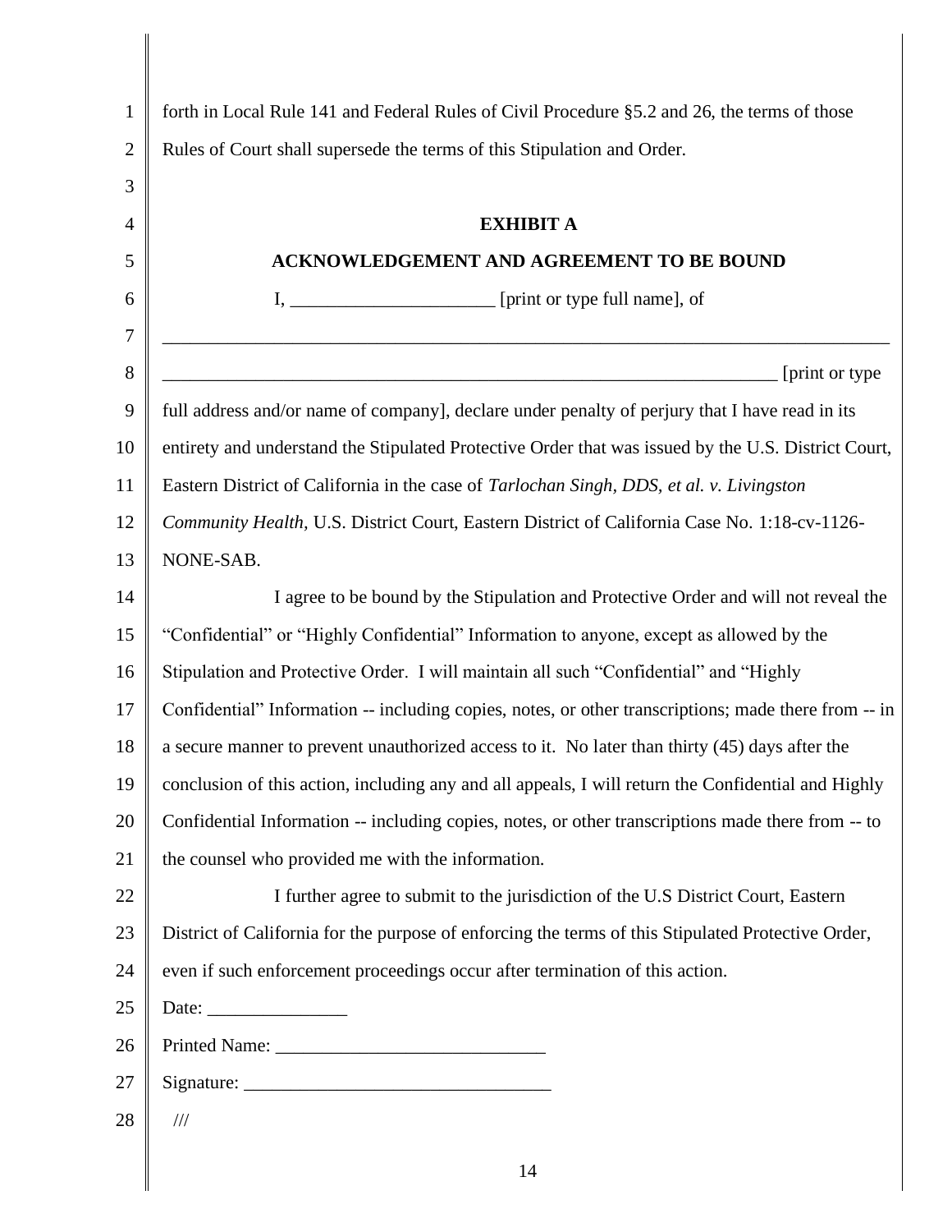forth in Local Rule 141 and Federal Rules of Civil Procedure §5.2 and 26, the terms of those Rules of Court shall supersede the terms of this Stipulation and Order.

**EXHIBIT A**

**ACKNOWLEDGEMENT AND AGREEMENT TO BE BOUND**

I, ______________________ [print or type full name], of

_______________________________________________________________________________

_____________________________________________________________________ [print or type full address and/or name of company], declare under penalty of perjury that I have read in its entirety and understand the Stipulated Protective Order that was issued by the U.S. District Court, Eastern District of California in the case of *Tarlochan Singh, DDS, et al. v. Livingston Community Health*, U.S. District Court, Eastern District of California Case No. 1:18-cv-1126-NONE-SAB.

I agree to be bound by the Stipulation and Protective Order and will not reveal the "Confidential" or "Highly Confidential" Information to anyone, except as allowed by the Stipulation and Protective Order. I will maintain all such "Confidential" and "Highly Confidential" Information -- including copies, notes, or other transcriptions; made there from -- in a secure manner to prevent unauthorized access to it. No later than thirty (45) days after the conclusion of this action, including any and all appeals, I will return the Confidential and Highly Confidential Information -- including copies, notes, or other transcriptions made there from -- to the counsel who provided me with the information.

I further agree to submit to the jurisdiction of the U.S District Court, Eastern District of California for the purpose of enforcing the terms of this Stipulated Protective Order, even if such enforcement proceedings occur after termination of this action.

Date: _______________

Printed Name: _____________________________

Signature: _________________________________

///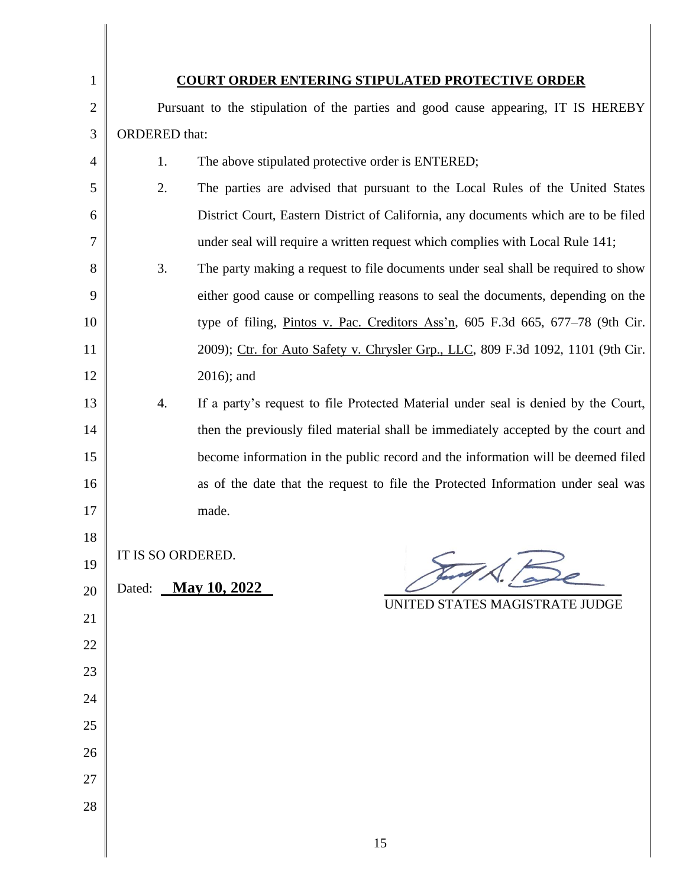## COURT ORDER ENTERING STIPULATED PROTECTIVE ORDER

Pursuant to the stipulation of the parties and good cause appearing, IT IS HEREBY ORDERED that:

1. The above stipulated protective order is ENTERED;
2. The parties are advised that pursuant to the Local Rules of the United States District Court, Eastern District of California, any documents which are to be filed under seal will require a written request which complies with Local Rule 141;
3. The party making a request to file documents under seal shall be required to show either good cause or compelling reasons to seal the documents, depending on the type of filing, Pintos v. Pac. Creditors Ass'n, 605 F.3d 665, 677–78 (9th Cir. 2009); Ctr. for Auto Safety v. Chrysler Grp., LLC, 809 F.3d 1092, 1101 (9th Cir. 2016); and
4. If a party's request to file Protected Material under seal is denied by the Court, then the previously filed material shall be immediately accepted by the court and become information in the public record and the information will be deemed filed as of the date that the request to file the Protected Information under seal was made.

IT IS SO ORDERED.

Dated: **May 10, 2022**

UNITED STATES MAGISTRATE JUDGE